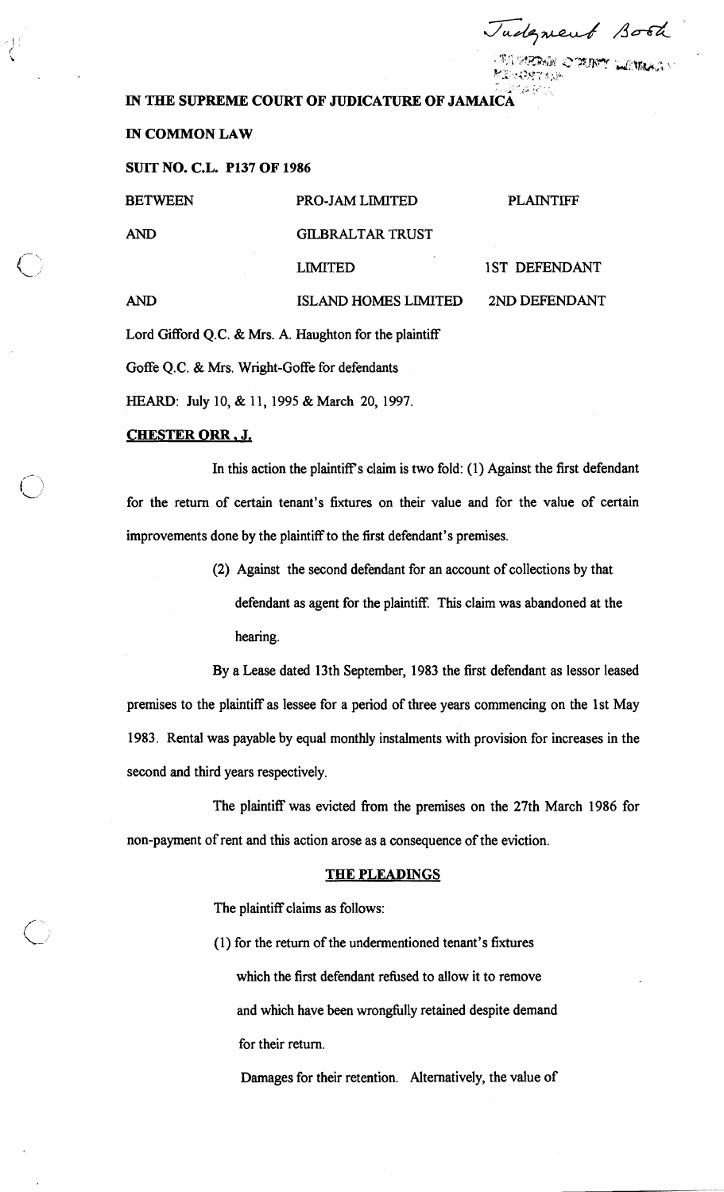Judgment Book

# IN THE SUPREME COURT OF JUDICATURE OF JAMAICA

## IN COMMON LAW

## SUIT NO. C.L. P137 OF 1986

| | | |
|---|---|---|
| BETWEEN | PRO-JAM LIMITED | PLAINTIFF |
| AND | GILBRALTAR TRUST LIMITED | 1ST DEFENDANT |
| AND | ISLAND HOMES LIMITED | 2ND DEFENDANT |

Lord Gifford Q.C. & Mrs. A. Haughton for the plaintiff

Goffe Q.C. & Mrs. Wright-Goffe for defendants

HEARD: July 10, & 11, 1995 & March 20, 1997.

**CHESTER ORR, J.**

In this action the plaintiff's claim is two fold: (1) Against the first defendant for the return of certain tenant's fixtures on their value and for the value of certain improvements done by the plaintiff to the first defendant's premises.

(2) Against the second defendant for an account of collections by that defendant as agent for the plaintiff. This claim was abandoned at the hearing.

By a Lease dated 13th September, 1983 the first defendant as lessor leased premises to the plaintiff as lessee for a period of three years commencing on the 1st May 1983. Rental was payable by equal monthly instalments with provision for increases in the second and third years respectively.

The plaintiff was evicted from the premises on the 27th March 1986 for non-payment of rent and this action arose as a consequence of the eviction.

**THE PLEADINGS**

The plaintiff claims as follows:

(1) for the return of the undermentioned tenant's fixtures which the first defendant refused to allow it to remove and which have been wrongfully retained despite demand for their return.

Damages for their retention. Alternatively, the value of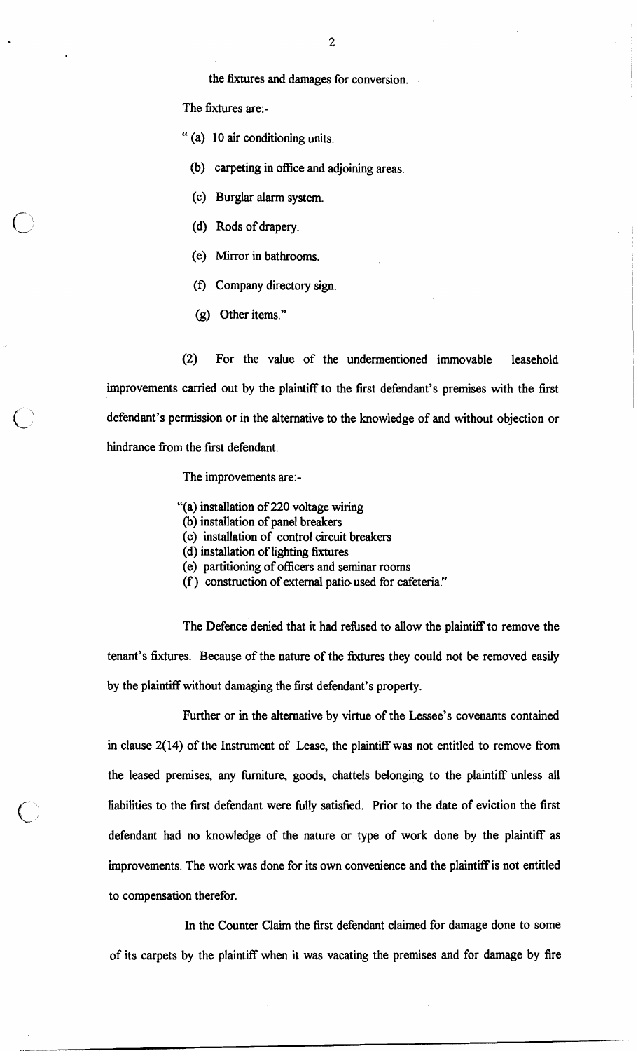the fixtures and damages for conversion.

The fixtures are:-

" (a) 10 air conditioning units.

(b) carpeting in office and adjoining areas.

(c) Burglar alarm system.

(d) Rods of drapery.

(e) Mirror in bathrooms.

(f) Company directory sign.

(g) Other items."

(2) For the value of the undermentioned immovable leasehold improvements carried out by the plaintiff to the first defendant's premises with the first defendant's permission or in the alternative to the knowledge of and without objection or hindrance from the first defendant.

The improvements are:-

"(a) installation of 220 voltage wiring
(b) installation of panel breakers
(c) installation of control circuit breakers
(d) installation of lighting fixtures
(e) partitioning of officers and seminar rooms
(f) construction of external patio used for cafeteria."

The Defence denied that it had refused to allow the plaintiff to remove the tenant's fixtures. Because of the nature of the fixtures they could not be removed easily by the plaintiff without damaging the first defendant's property.

Further or in the alternative by virtue of the Lessee's covenants contained in clause 2(14) of the Instrument of Lease, the plaintiff was not entitled to remove from the leased premises, any furniture, goods, chattels belonging to the plaintiff unless all liabilities to the first defendant were fully satisfied. Prior to the date of eviction the first defendant had no knowledge of the nature or type of work done by the plaintiff as improvements. The work was done for its own convenience and the plaintiff is not entitled to compensation therefor.

In the Counter Claim the first defendant claimed for damage done to some of its carpets by the plaintiff when it was vacating the premises and for damage by fire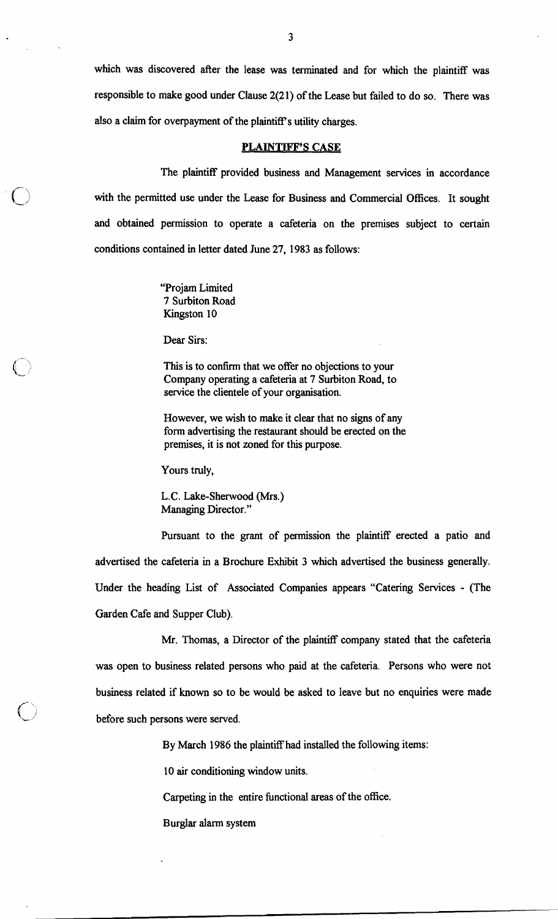which was discovered after the lease was terminated and for which the plaintiff was responsible to make good under Clause 2(21) of the Lease but failed to do so. There was also a claim for overpayment of the plaintiff's utility charges.

## PLAINTIFF'S CASE

The plaintiff provided business and Management services in accordance with the permitted use under the Lease for Business and Commercial Offices. It sought and obtained permission to operate a cafeteria on the premises subject to certain conditions contained in letter dated June 27, 1983 as follows:

> "Projam Limited
> 7 Surbiton Road
> Kingston 10
>
> Dear Sirs:
>
> This is to confirm that we offer no objections to your Company operating a cafeteria at 7 Surbiton Road, to service the clientele of your organisation.
>
> However, we wish to make it clear that no signs of any form advertising the restaurant should be erected on the premises, it is not zoned for this purpose.
>
> Yours truly,
>
> L.C. Lake-Sherwood (Mrs.)
> Managing Director."

Pursuant to the grant of permission the plaintiff erected a patio and advertised the cafeteria in a Brochure Exhibit 3 which advertised the business generally. Under the heading List of Associated Companies appears "Catering Services - (The Garden Cafe and Supper Club).

Mr. Thomas, a Director of the plaintiff company stated that the cafeteria was open to business related persons who paid at the cafeteria. Persons who were not business related if known so to be would be asked to leave but no enquiries were made before such persons were served.

By March 1986 the plaintiff had installed the following items:

10 air conditioning window units.

Carpeting in the entire functional areas of the office.

Burglar alarm system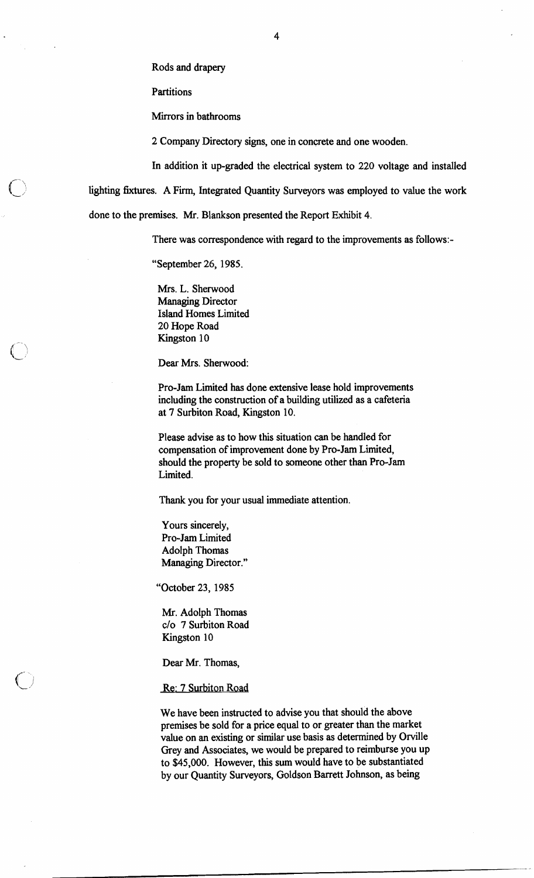Rods and drapery

Partitions

Mirrors in bathrooms

2 Company Directory signs, one in concrete and one wooden.

In addition it up-graded the electrical system to 220 voltage and installed lighting fixtures. A Firm, Integrated Quantity Surveyors was employed to value the work done to the premises. Mr. Blankson presented the Report Exhibit 4.

There was correspondence with regard to the improvements as follows:-

"September 26, 1985.

Mrs. L. Sherwood
Managing Director
Island Homes Limited
20 Hope Road
Kingston 10

Dear Mrs. Sherwood:

Pro-Jam Limited has done extensive lease hold improvements including the construction of a building utilized as a cafeteria at 7 Surbiton Road, Kingston 10.

Please advise as to how this situation can be handled for compensation of improvement done by Pro-Jam Limited, should the property be sold to someone other than Pro-Jam Limited.

Thank you for your usual immediate attention.

Yours sincerely,
Pro-Jam Limited
Adolph Thomas
Managing Director."

"October 23, 1985

Mr. Adolph Thomas
c/o 7 Surbiton Road
Kingston 10

Dear Mr. Thomas,

Re: 7 Surbiton Road

We have been instructed to advise you that should the above premises be sold for a price equal to or greater than the market value on an existing or similar use basis as determined by Orville Grey and Associates, we would be prepared to reimburse you up to $45,000. However, this sum would have to be substantiated by our Quantity Surveyors, Goldson Barrett Johnson, as being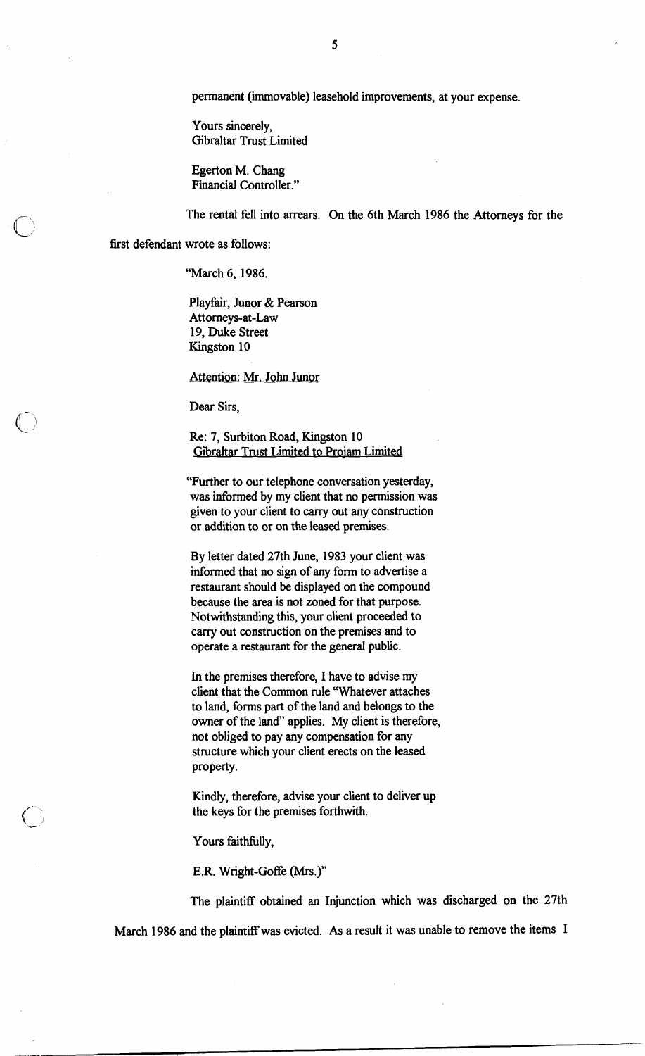permanent (immovable) leasehold improvements, at your expense.

Yours sincerely,
Gibraltar Trust Limited

Egerton M. Chang
Financial Controller."

The rental fell into arrears. On the 6th March 1986 the Attorneys for the first defendant wrote as follows:

"March 6, 1986.

Playfair, Junor & Pearson
Attorneys-at-Law
19, Duke Street
Kingston 10

Attention: Mr. John Junor

Dear Sirs,

Re: 7, Surbiton Road, Kingston 10
Gibraltar Trust Limited to Projam Limited

"Further to our telephone conversation yesterday, was informed by my client that no permission was given to your client to carry out any construction or addition to or on the leased premises.

By letter dated 27th June, 1983 your client was informed that no sign of any form to advertise a restaurant should be displayed on the compound because the area is not zoned for that purpose. Notwithstanding this, your client proceeded to carry out construction on the premises and to operate a restaurant for the general public.

In the premises therefore, I have to advise my client that the Common rule "Whatever attaches to land, forms part of the land and belongs to the owner of the land" applies. My client is therefore, not obliged to pay any compensation for any structure which your client erects on the leased property.

Kindly, therefore, advise your client to deliver up the keys for the premises forthwith.

Yours faithfully,

E.R. Wright-Goffe (Mrs.)"

The plaintiff obtained an Injunction which was discharged on the 27th March 1986 and the plaintiff was evicted. As a result it was unable to remove the items I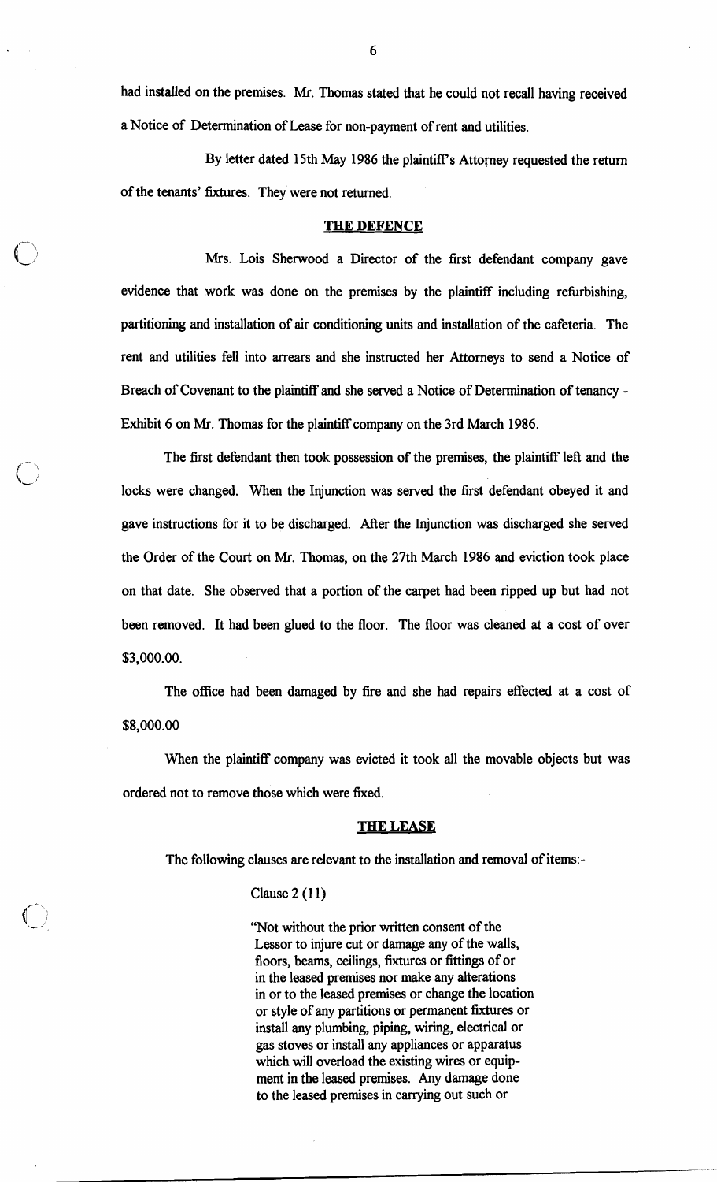had installed on the premises. Mr. Thomas stated that he could not recall having received a Notice of Determination of Lease for non-payment of rent and utilities.

By letter dated 15th May 1986 the plaintiff's Attorney requested the return of the tenants' fixtures. They were not returned.

## THE DEFENCE

Mrs. Lois Sherwood a Director of the first defendant company gave evidence that work was done on the premises by the plaintiff including refurbishing, partitioning and installation of air conditioning units and installation of the cafeteria. The rent and utilities fell into arrears and she instructed her Attorneys to send a Notice of Breach of Covenant to the plaintiff and she served a Notice of Determination of tenancy - Exhibit 6 on Mr. Thomas for the plaintiff company on the 3rd March 1986.

The first defendant then took possession of the premises, the plaintiff left and the locks were changed. When the Injunction was served the first defendant obeyed it and gave instructions for it to be discharged. After the Injunction was discharged she served the Order of the Court on Mr. Thomas, on the 27th March 1986 and eviction took place on that date. She observed that a portion of the carpet had been ripped up but had not been removed. It had been glued to the floor. The floor was cleaned at a cost of over \$3,000.00.

The office had been damaged by fire and she had repairs effected at a cost of \$8,000.00

When the plaintiff company was evicted it took all the movable objects but was ordered not to remove those which were fixed.

## THE LEASE

The following clauses are relevant to the installation and removal of items:-

Clause 2 (11)

> "Not without the prior written consent of the Lessor to injure cut or damage any of the walls, floors, beams, ceilings, fixtures or fittings of or in the leased premises nor make any alterations in or to the leased premises or change the location or style of any partitions or permanent fixtures or install any plumbing, piping, wiring, electrical or gas stoves or install any appliances or apparatus which will overload the existing wires or equipment in the leased premises. Any damage done to the leased premises in carrying out such or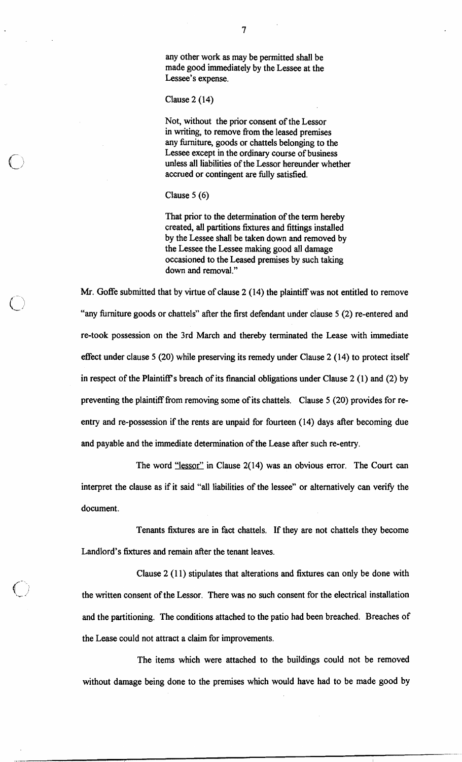any other work as may be permitted shall be made good immediately by the Lessee at the Lessee's expense.

> Clause 2 (14)
>
> Not, without the prior consent of the Lessor in writing, to remove from the leased premises any furniture, goods or chattels belonging to the Lessee except in the ordinary course of business unless all liabilities of the Lessor hereunder whether accrued or contingent are fully satisfied.
>
> Clause 5 (6)
>
> That prior to the determination of the term hereby created, all partitions fixtures and fittings installed by the Lessee shall be taken down and removed by the Lessee the Lessee making good all damage occasioned to the Leased premises by such taking down and removal."

Mr. Goffe submitted that by virtue of clause 2 (14) the plaintiff was not entitled to remove "any furniture goods or chattels" after the first defendant under clause 5 (2) re-entered and re-took possession on the 3rd March and thereby terminated the Lease with immediate effect under clause 5 (20) while preserving its remedy under Clause 2 (14) to protect itself in respect of the Plaintiff's breach of its financial obligations under Clause 2 (1) and (2) by preventing the plaintiff from removing some of its chattels. Clause 5 (20) provides for re-entry and re-possession if the rents are unpaid for fourteen (14) days after becoming due and payable and the immediate determination of the Lease after such re-entry.

The word "lessor" in Clause 2(14) was an obvious error. The Court can interpret the clause as if it said "all liabilities of the lessee" or alternatively can verify the document.

Tenants fixtures are in fact chattels. If they are not chattels they become Landlord's fixtures and remain after the tenant leaves.

Clause 2 (11) stipulates that alterations and fixtures can only be done with the written consent of the Lessor. There was no such consent for the electrical installation and the partitioning. The conditions attached to the patio had been breached. Breaches of the Lease could not attract a claim for improvements.

The items which were attached to the buildings could not be removed without damage being done to the premises which would have had to be made good by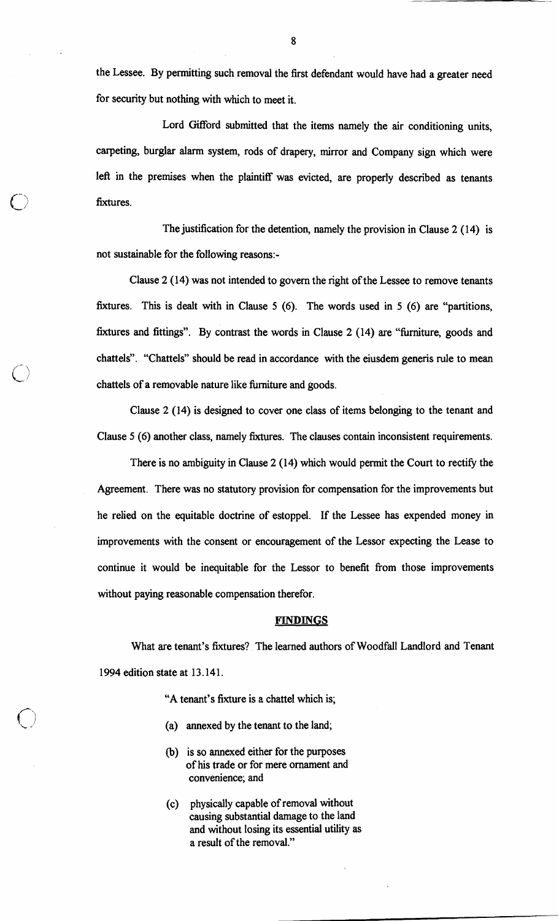the Lessee. By permitting such removal the first defendant would have had a greater need for security but nothing with which to meet it.

Lord Gifford submitted that the items namely the air conditioning units, carpeting, burglar alarm system, rods of drapery, mirror and Company sign which were left in the premises when the plaintiff was evicted, are properly described as tenants fixtures.

The justification for the detention, namely the provision in Clause 2 (14) is not sustainable for the following reasons:-

Clause 2 (14) was not intended to govern the right of the Lessee to remove tenants fixtures. This is dealt with in Clause 5 (6). The words used in 5 (6) are "partitions, fixtures and fittings". By contrast the words in Clause 2 (14) are "furniture, goods and chattels". "Chattels" should be read in accordance with the eiusdem generis rule to mean chattels of a removable nature like furniture and goods.

Clause 2 (14) is designed to cover one class of items belonging to the tenant and Clause 5 (6) another class, namely fixtures. The clauses contain inconsistent requirements.

There is no ambiguity in Clause 2 (14) which would permit the Court to rectify the Agreement. There was no statutory provision for compensation for the improvements but he relied on the equitable doctrine of estoppel. If the Lessee has expended money in improvements with the consent or encouragement of the Lessor expecting the Lease to continue it would be inequitable for the Lessor to benefit from those improvements without paying reasonable compensation therefor.

## FINDINGS

What are tenant's fixtures? The learned authors of Woodfall Landlord and Tenant 1994 edition state at 13.141.

> "A tenant's fixture is a chattel which is;
>
> (a) annexed by the tenant to the land;
>
> (b) is so annexed either for the purposes of his trade or for mere ornament and convenience; and
>
> (c) physically capable of removal without causing substantial damage to the land and without losing its essential utility as a result of the removal."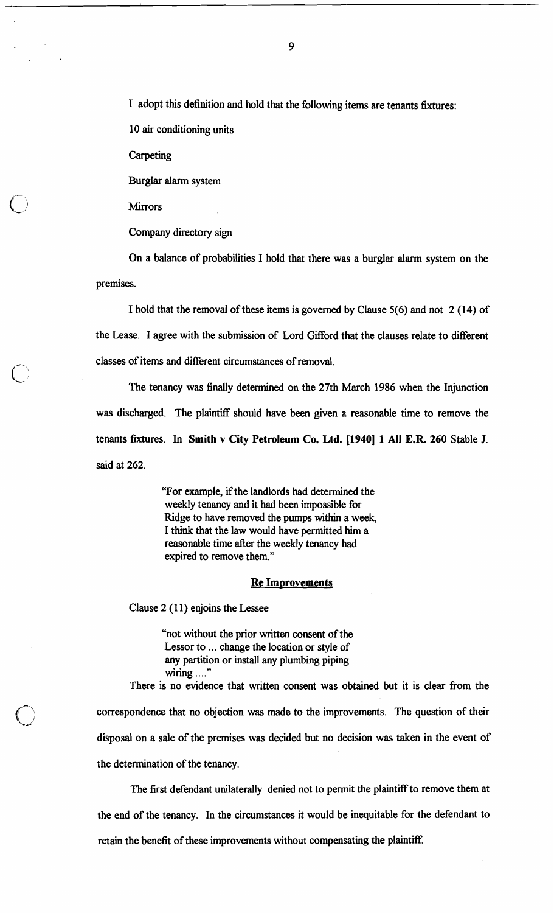I adopt this definition and hold that the following items are tenants fixtures:

10 air conditioning units

Carpeting

Burglar alarm system

Mirrors

Company directory sign

On a balance of probabilities I hold that there was a burglar alarm system on the premises.

I hold that the removal of these items is governed by Clause 5(6) and not 2 (14) of the Lease. I agree with the submission of Lord Gifford that the clauses relate to different classes of items and different circumstances of removal.

The tenancy was finally determined on the 27th March 1986 when the Injunction was discharged. The plaintiff should have been given a reasonable time to remove the tenants fixtures. In **Smith v City Petroleum Co. Ltd. [1940] 1 All E.R. 260** Stable J. said at 262.

> "For example, if the landlords had determined the weekly tenancy and it had been impossible for Ridge to have removed the pumps within a week, I think that the law would have permitted him a reasonable time after the weekly tenancy had expired to remove them."

## Re Improvements

Clause 2 (11) enjoins the Lessee

> "not without the prior written consent of the Lessor to ... change the location or style of any partition or install any plumbing piping wiring ...."

There is no evidence that written consent was obtained but it is clear from the correspondence that no objection was made to the improvements. The question of their disposal on a sale of the premises was decided but no decision was taken in the event of the determination of the tenancy.

The first defendant unilaterally denied not to permit the plaintiff to remove them at the end of the tenancy. In the circumstances it would be inequitable for the defendant to retain the benefit of these improvements without compensating the plaintiff.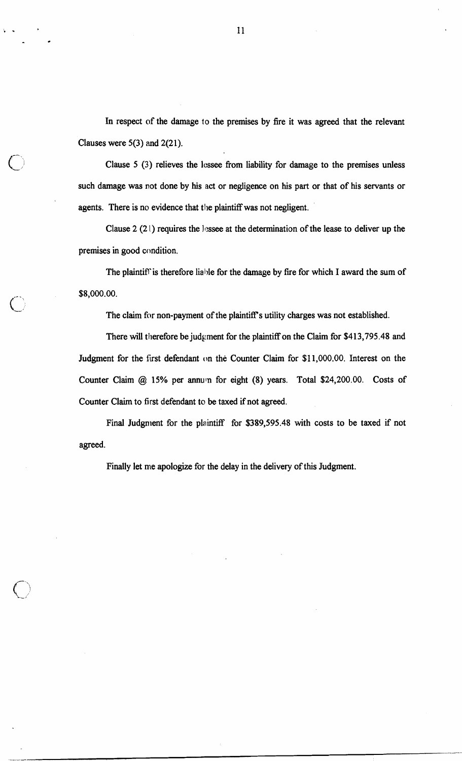In respect of the damage to the premises by fire it was agreed that the relevant Clauses were 5(3) and 2(21).

Clause 5 (3) relieves the lessee from liability for damage to the premises unless such damage was not done by his act or negligence on his part or that of his servants or agents. There is no evidence that the plaintiff was not negligent.

Clause 2 (21) requires the lessee at the determination of the lease to deliver up the premises in good condition.

The plaintiff is therefore liable for the damage by fire for which I award the sum of \$8,000.00.

The claim for non-payment of the plaintiff's utility charges was not established.

There will therefore be judgment for the plaintiff on the Claim for \$413,795.48 and Judgment for the first defendant on the Counter Claim for \$11,000.00. Interest on the Counter Claim @ 15% per annum for eight (8) years. Total \$24,200.00. Costs of Counter Claim to first defendant to be taxed if not agreed.

Final Judgment for the plaintiff for \$389,595.48 with costs to be taxed if not agreed.

Finally let me apologize for the delay in the delivery of this Judgment.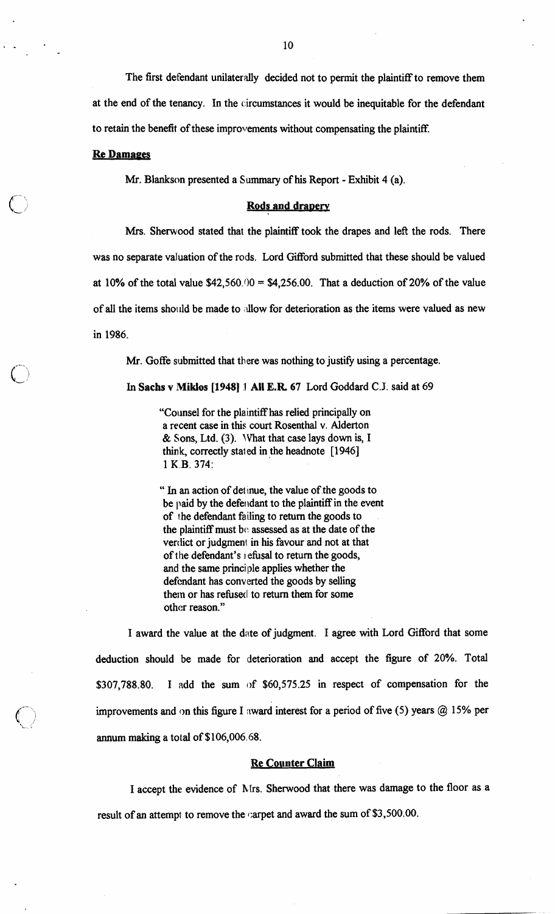The first defendant unilaterally decided not to permit the plaintiff to remove them at the end of the tenancy. In the circumstances it would be inequitable for the defendant to retain the benefit of these improvements without compensating the plaintiff.

**Re Damages**

Mr. Blankson presented a Summary of his Report - Exhibit 4 (a).

**Rods and drapery**

Mrs. Sherwood stated that the plaintiff took the drapes and left the rods. There was no separate valuation of the rods. Lord Gifford submitted that these should be valued at 10% of the total value $42,560.00 = $4,256.00. That a deduction of 20% of the value of all the items should be made to allow for deterioration as the items were valued as new in 1986.

Mr. Goffe submitted that there was nothing to justify using a percentage.

In **Sachs v Miklos [1948] 1 All E.R. 67** Lord Goddard C.J. said at 69

> "Counsel for the plaintiff has relied principally on a recent case in this court Rosenthal v. Alderton & Sons, Ltd. (3). What that case lays down is, I think, correctly stated in the headnote [1946] 1 K.B. 374:
>
> " In an action of detinue, the value of the goods to be paid by the defendant to the plaintiff in the event of the defendant failing to return the goods to the plaintiff must be assessed as at the date of the verdict or judgment in his favour and not at that of the defendant's refusal to return the goods, and the same principle applies whether the defendant has converted the goods by selling them or has refused to return them for some other reason."

I award the value at the date of judgment. I agree with Lord Gifford that some deduction should be made for deterioration and accept the figure of 20%. Total $307,788.80. I add the sum of $60,575.25 in respect of compensation for the improvements and on this figure I award interest for a period of five (5) years @ 15% per annum making a total of $106,006.68.

**Re Counter Claim**

I accept the evidence of Mrs. Sherwood that there was damage to the floor as a result of an attempt to remove the carpet and award the sum of $3,500.00.